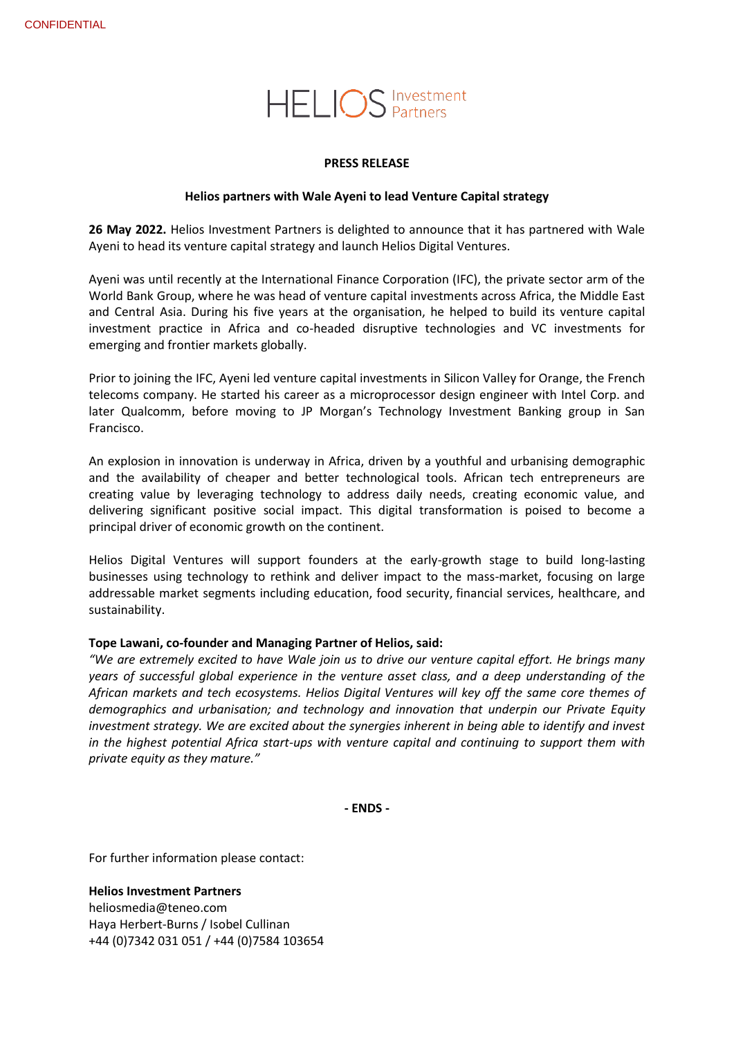CONFIDENTIAL

HELIOS Investment Partners

**PRESS RELEASE**

**Helios partners with Wale Ayeni to lead Venture Capital strategy**

**26 May 2022.** Helios Investment Partners is delighted to announce that it has partnered with Wale Ayeni to head its venture capital strategy and launch Helios Digital Ventures.

Ayeni was until recently at the International Finance Corporation (IFC), the private sector arm of the World Bank Group, where he was head of venture capital investments across Africa, the Middle East and Central Asia. During his five years at the organisation, he helped to build its venture capital investment practice in Africa and co-headed disruptive technologies and VC investments for emerging and frontier markets globally.

Prior to joining the IFC, Ayeni led venture capital investments in Silicon Valley for Orange, the French telecoms company. He started his career as a microprocessor design engineer with Intel Corp. and later Qualcomm, before moving to JP Morgan's Technology Investment Banking group in San Francisco.

An explosion in innovation is underway in Africa, driven by a youthful and urbanising demographic and the availability of cheaper and better technological tools. African tech entrepreneurs are creating value by leveraging technology to address daily needs, creating economic value, and delivering significant positive social impact. This digital transformation is poised to become a principal driver of economic growth on the continent.

Helios Digital Ventures will support founders at the early-growth stage to build long-lasting businesses using technology to rethink and deliver impact to the mass-market, focusing on large addressable market segments including education, food security, financial services, healthcare, and sustainability.

**Tope Lawani, co-founder and Managing Partner of Helios, said:**
*"We are extremely excited to have Wale join us to drive our venture capital effort. He brings many years of successful global experience in the venture asset class, and a deep understanding of the African markets and tech ecosystems. Helios Digital Ventures will key off the same core themes of demographics and urbanisation; and technology and innovation that underpin our Private Equity investment strategy. We are excited about the synergies inherent in being able to identify and invest in the highest potential Africa start-ups with venture capital and continuing to support them with private equity as they mature."*

**- ENDS -**

For further information please contact:

**Helios Investment Partners**
heliosmedia@teneo.com
Haya Herbert-Burns / Isobel Cullinan
+44 (0)7342 031 051 / +44 (0)7584 103654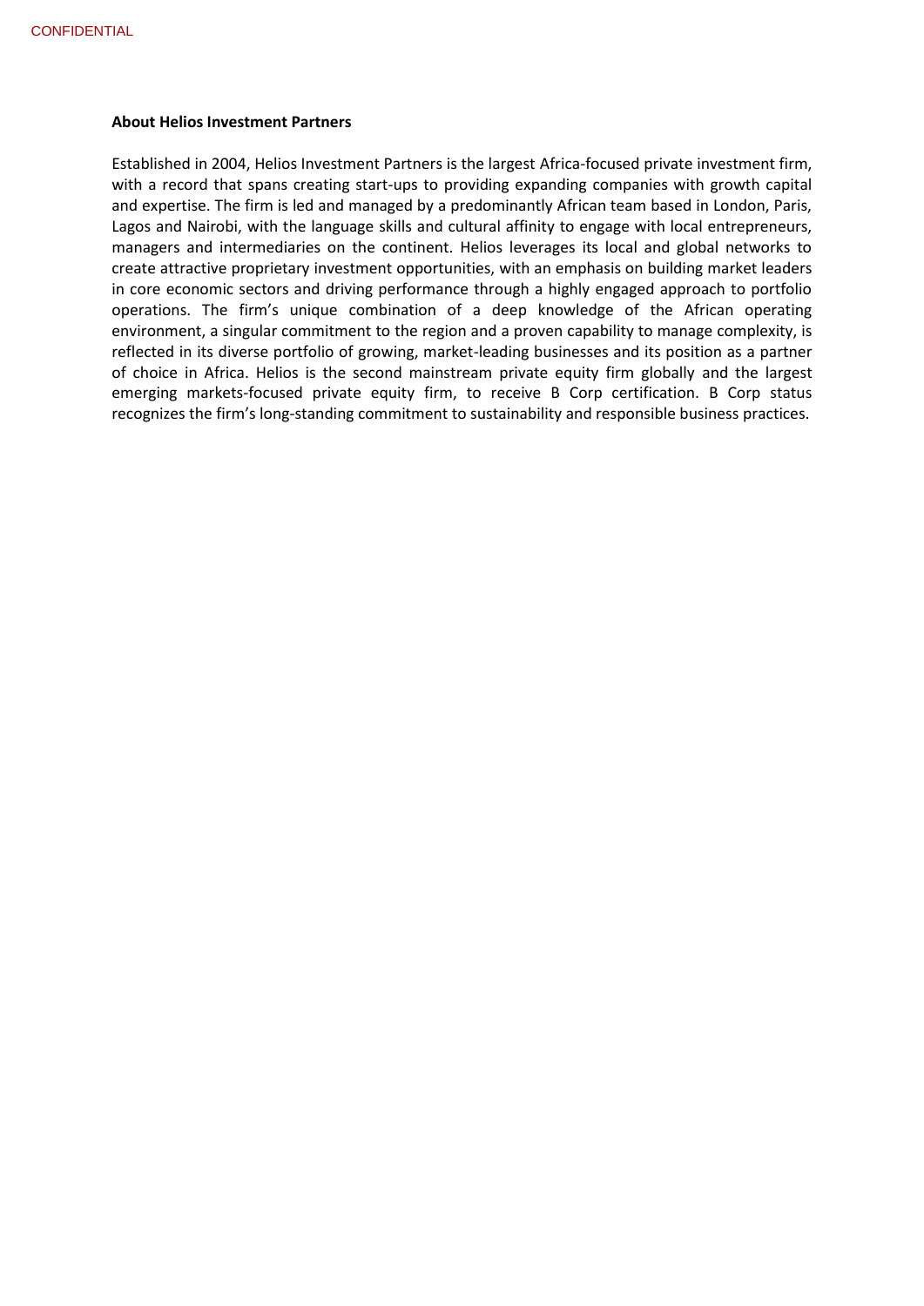CONFIDENTIAL

**About Helios Investment Partners**

Established in 2004, Helios Investment Partners is the largest Africa-focused private investment firm, with a record that spans creating start-ups to providing expanding companies with growth capital and expertise. The firm is led and managed by a predominantly African team based in London, Paris, Lagos and Nairobi, with the language skills and cultural affinity to engage with local entrepreneurs, managers and intermediaries on the continent. Helios leverages its local and global networks to create attractive proprietary investment opportunities, with an emphasis on building market leaders in core economic sectors and driving performance through a highly engaged approach to portfolio operations. The firm's unique combination of a deep knowledge of the African operating environment, a singular commitment to the region and a proven capability to manage complexity, is reflected in its diverse portfolio of growing, market-leading businesses and its position as a partner of choice in Africa. Helios is the second mainstream private equity firm globally and the largest emerging markets-focused private equity firm, to receive B Corp certification. B Corp status recognizes the firm's long-standing commitment to sustainability and responsible business practices.